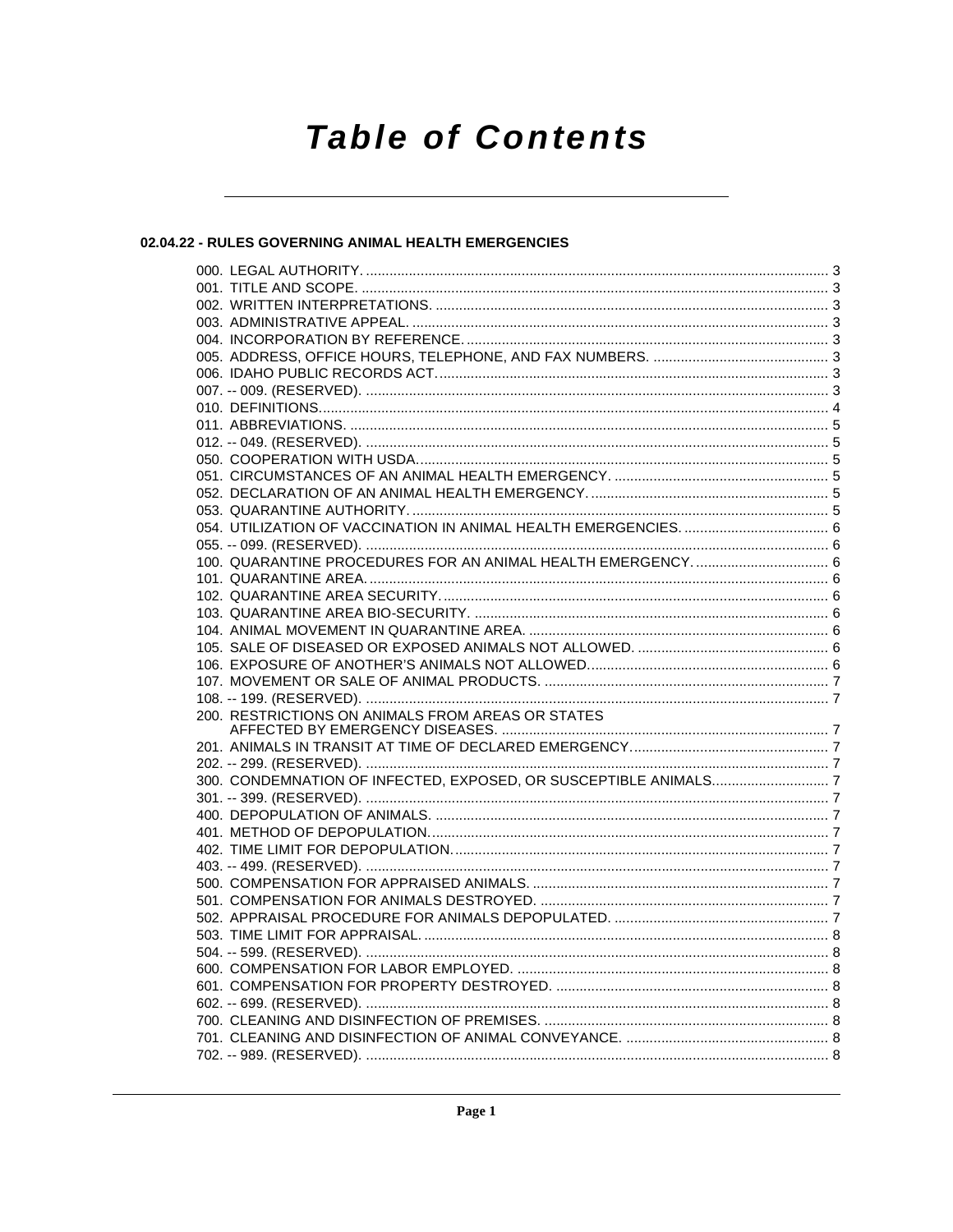# Table of Contents

## 02.04.22 - RULES GOVERNING ANIMAL HEALTH EMERGENCIES

000. LEGAL AUTHORITY. ..... 3
001. TITLE AND SCOPE. ..... 3
002. WRITTEN INTERPRETATIONS. ..... 3
003. ADMINISTRATIVE APPEAL. ..... 3
004. INCORPORATION BY REFERENCE. ..... 3
005. ADDRESS, OFFICE HOURS, TELEPHONE, AND FAX NUMBERS. ..... 3
006. IDAHO PUBLIC RECORDS ACT. ..... 3
007. -- 009. (RESERVED). ..... 3
010. DEFINITIONS. ..... 4
011. ABBREVIATIONS. ..... 5
012. -- 049. (RESERVED). ..... 5
050. COOPERATION WITH USDA. ..... 5
051. CIRCUMSTANCES OF AN ANIMAL HEALTH EMERGENCY. ..... 5
052. DECLARATION OF AN ANIMAL HEALTH EMERGENCY. ..... 5
053. QUARANTINE AUTHORITY. ..... 5
054. UTILIZATION OF VACCINATION IN ANIMAL HEALTH EMERGENCIES. ..... 6
055. -- 099. (RESERVED). ..... 6
100. QUARANTINE PROCEDURES FOR AN ANIMAL HEALTH EMERGENCY. ..... 6
101. QUARANTINE AREA. ..... 6
102. QUARANTINE AREA SECURITY. ..... 6
103. QUARANTINE AREA BIO-SECURITY. ..... 6
104. ANIMAL MOVEMENT IN QUARANTINE AREA. ..... 6
105. SALE OF DISEASED OR EXPOSED ANIMALS NOT ALLOWED. ..... 6
106. EXPOSURE OF ANOTHER'S ANIMALS NOT ALLOWED. ..... 6
107. MOVEMENT OR SALE OF ANIMAL PRODUCTS. ..... 7
108. -- 199. (RESERVED). ..... 7
200. RESTRICTIONS ON ANIMALS FROM AREAS OR STATES AFFECTED BY EMERGENCY DISEASES. ..... 7
201. ANIMALS IN TRANSIT AT TIME OF DECLARED EMERGENCY. ..... 7
202. -- 299. (RESERVED). ..... 7
300. CONDEMNATION OF INFECTED, EXPOSED, OR SUSCEPTIBLE ANIMALS. ..... 7
301. -- 399. (RESERVED). ..... 7
400. DEPOPULATION OF ANIMALS. ..... 7
401. METHOD OF DEPOPULATION. ..... 7
402. TIME LIMIT FOR DEPOPULATION. ..... 7
403. -- 499. (RESERVED). ..... 7
500. COMPENSATION FOR APPRAISED ANIMALS. ..... 7
501. COMPENSATION FOR ANIMALS DESTROYED. ..... 7
502. APPRAISAL PROCEDURE FOR ANIMALS DEPOPULATED. ..... 7
503. TIME LIMIT FOR APPRAISAL. ..... 8
504. -- 599. (RESERVED). ..... 8
600. COMPENSATION FOR LABOR EMPLOYED. ..... 8
601. COMPENSATION FOR PROPERTY DESTROYED. ..... 8
602. -- 699. (RESERVED). ..... 8
700. CLEANING AND DISINFECTION OF PREMISES. ..... 8
701. CLEANING AND DISINFECTION OF ANIMAL CONVEYANCE. ..... 8
702. -- 989. (RESERVED). ..... 8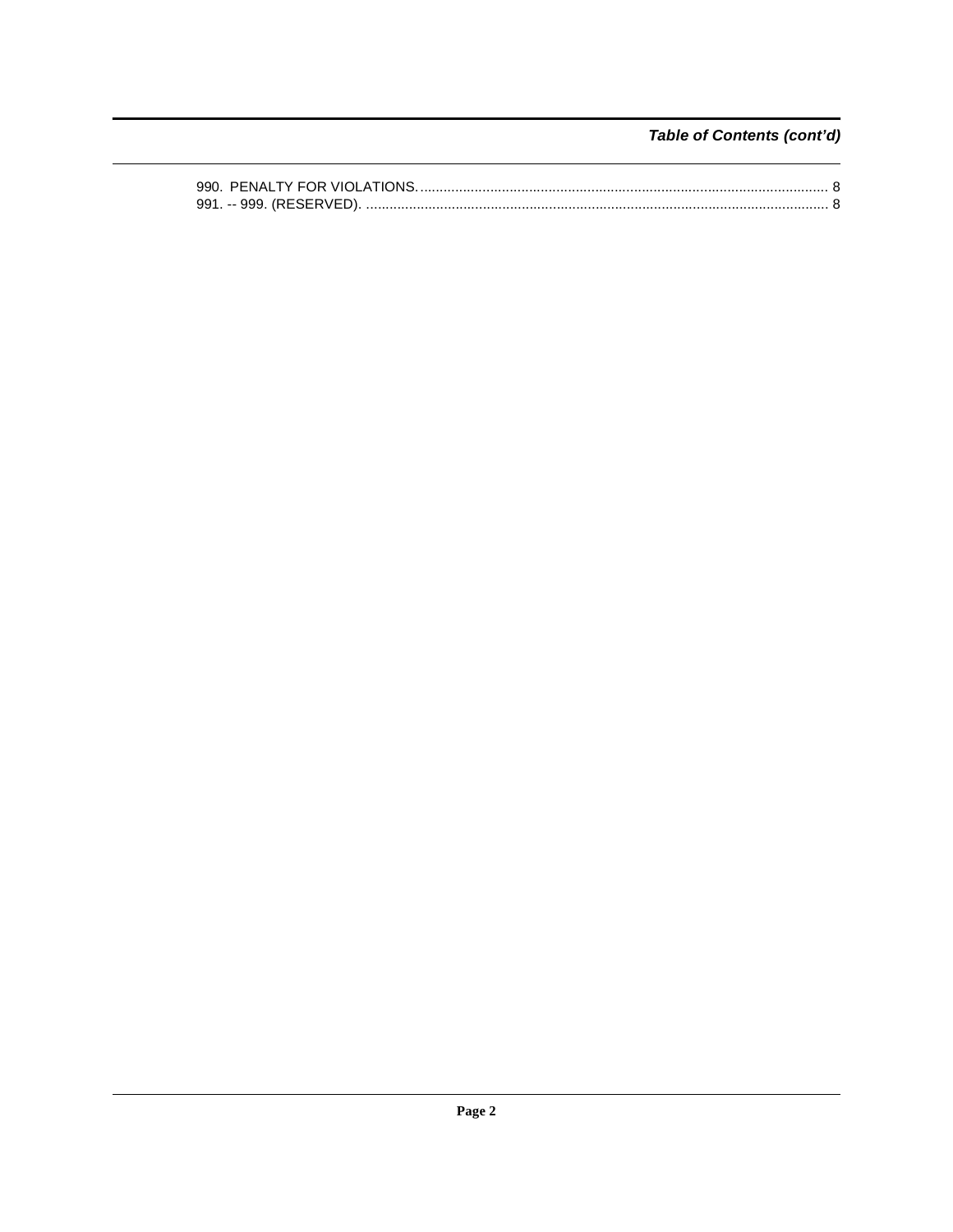## Table of Contents (cont'd)

990. PENALTY FOR VIOLATIONS. ........................................................................................................ 8
991. -- 999. (RESERVED). ....................................................................................................................... 8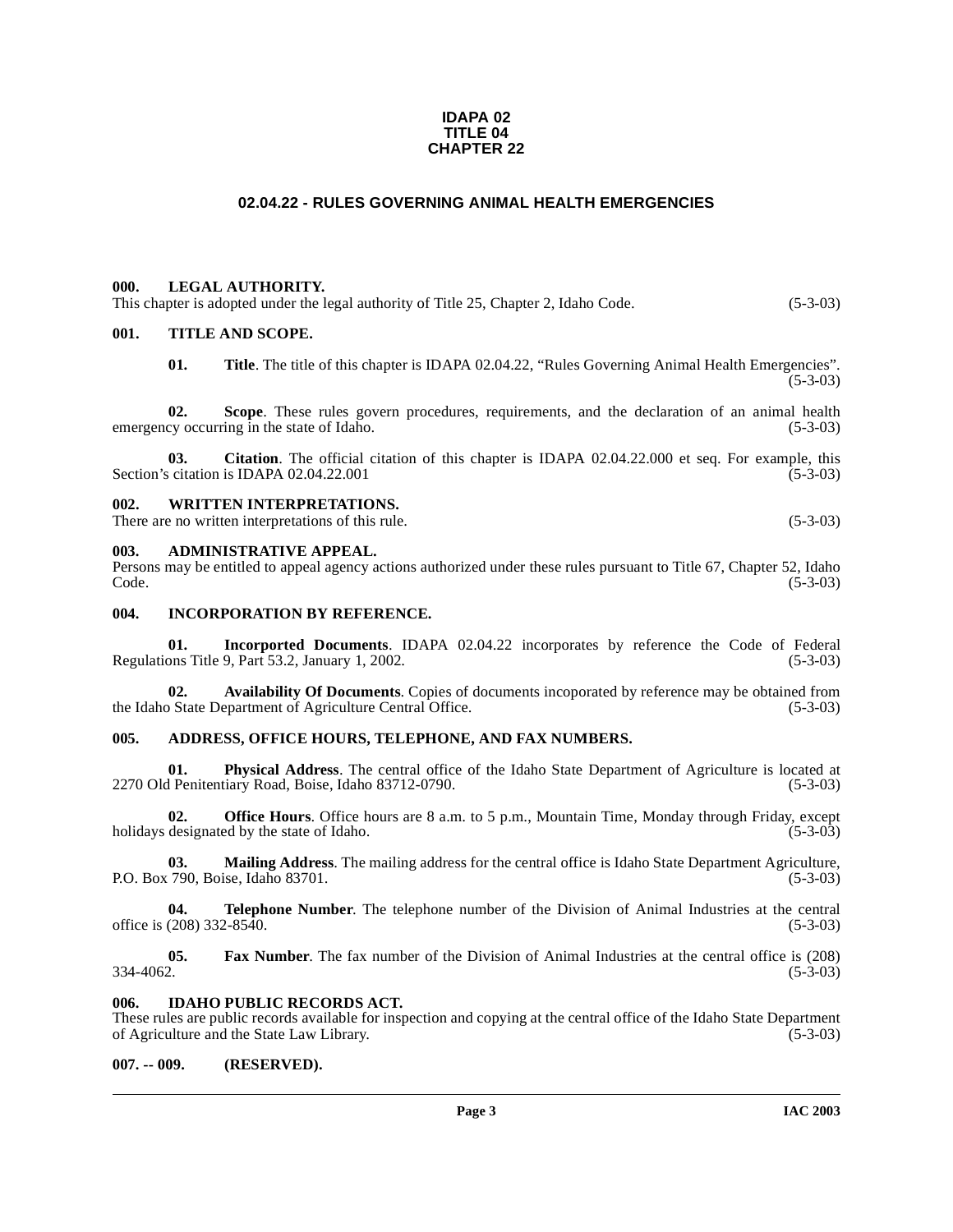**IDAPA 02**
**TITLE 04**
**CHAPTER 22**

## 02.04.22 - RULES GOVERNING ANIMAL HEALTH EMERGENCIES

### 000. LEGAL AUTHORITY.

This chapter is adopted under the legal authority of Title 25, Chapter 2, Idaho Code. (5-3-03)

### 001. TITLE AND SCOPE.

**01. Title**. The title of this chapter is IDAPA 02.04.22, "Rules Governing Animal Health Emergencies". (5-3-03)

**02. Scope**. These rules govern procedures, requirements, and the declaration of an animal health emergency occurring in the state of Idaho. (5-3-03)

**03. Citation**. The official citation of this chapter is IDAPA 02.04.22.000 et seq. For example, this Section's citation is IDAPA 02.04.22.001 (5-3-03)

### 002. WRITTEN INTERPRETATIONS.

There are no written interpretations of this rule. (5-3-03)

### 003. ADMINISTRATIVE APPEAL.

Persons may be entitled to appeal agency actions authorized under these rules pursuant to Title 67, Chapter 52, Idaho Code. (5-3-03)

### 004. INCORPORATION BY REFERENCE.

**01. Incorporated Documents**. IDAPA 02.04.22 incorporates by reference the Code of Federal Regulations Title 9, Part 53.2, January 1, 2002. (5-3-03)

**02. Availability Of Documents**. Copies of documents incoporated by reference may be obtained from the Idaho State Department of Agriculture Central Office. (5-3-03)

### 005. ADDRESS, OFFICE HOURS, TELEPHONE, AND FAX NUMBERS.

**01. Physical Address**. The central office of the Idaho State Department of Agriculture is located at 2270 Old Penitentiary Road, Boise, Idaho 83712-0790. (5-3-03)

**02. Office Hours**. Office hours are 8 a.m. to 5 p.m., Mountain Time, Monday through Friday, except holidays designated by the state of Idaho. (5-3-03)

**03. Mailing Address**. The mailing address for the central office is Idaho State Department Agriculture, P.O. Box 790, Boise, Idaho 83701. (5-3-03)

**04. Telephone Number**. The telephone number of the Division of Animal Industries at the central office is (208) 332-8540. (5-3-03)

**05. Fax Number**. The fax number of the Division of Animal Industries at the central office is (208) 334-4062. (5-3-03)

### 006. IDAHO PUBLIC RECORDS ACT.

These rules are public records available for inspection and copying at the central office of the Idaho State Department of Agriculture and the State Law Library. (5-3-03)

### 007. -- 009. (RESERVED).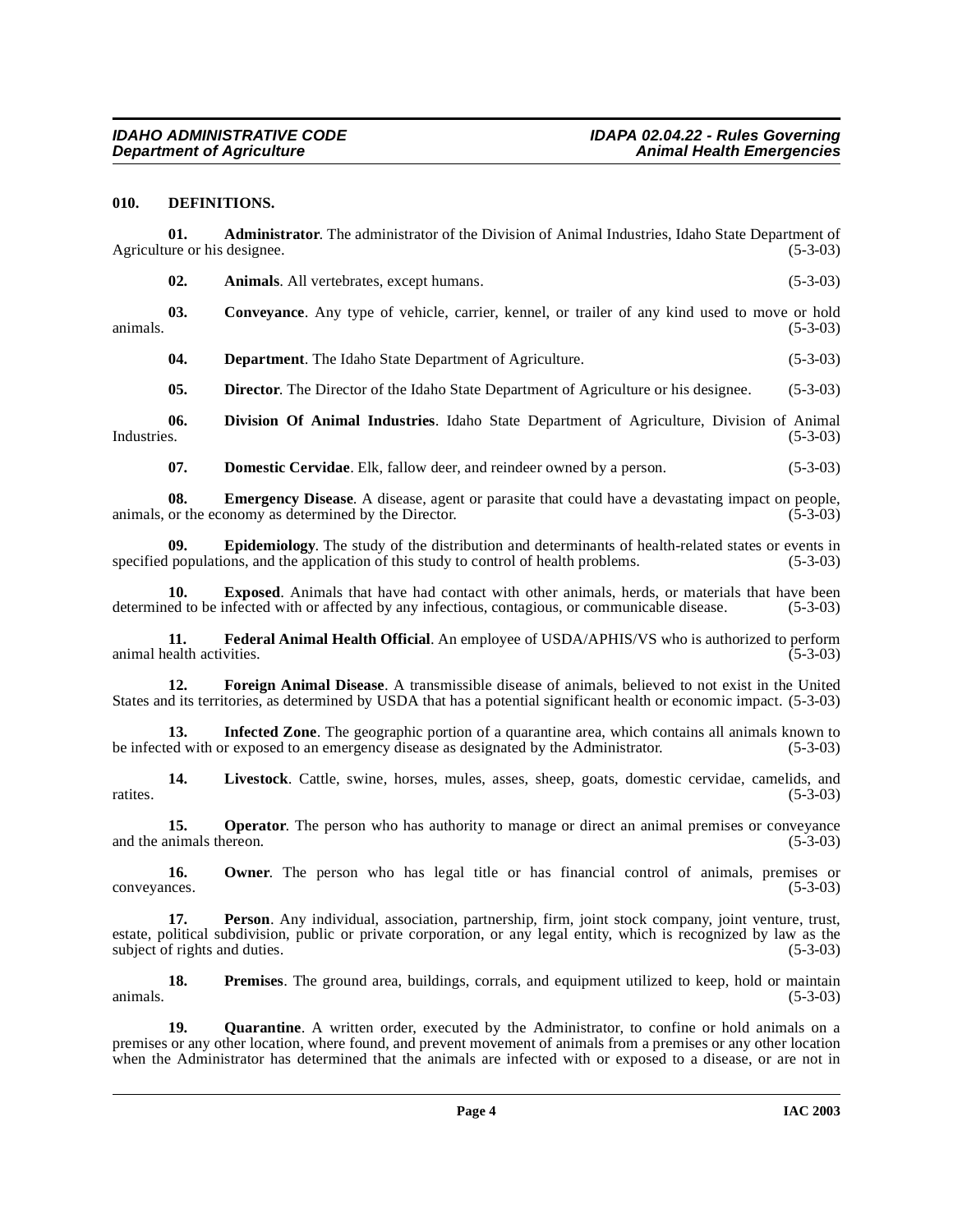### 010. DEFINITIONS.

**01. Administrator**. The administrator of the Division of Animal Industries, Idaho State Department of Agriculture or his designee. (5-3-03)

**02. Animals**. All vertebrates, except humans. (5-3-03)

**03. Conveyance**. Any type of vehicle, carrier, kennel, or trailer of any kind used to move or hold animals. (5-3-03)

**04. Department**. The Idaho State Department of Agriculture. (5-3-03)

**05. Director**. The Director of the Idaho State Department of Agriculture or his designee. (5-3-03)

**06. Division Of Animal Industries**. Idaho State Department of Agriculture, Division of Animal Industries. (5-3-03)

**07. Domestic Cervidae**. Elk, fallow deer, and reindeer owned by a person. (5-3-03)

**08. Emergency Disease**. A disease, agent or parasite that could have a devastating impact on people, animals, or the economy as determined by the Director. (5-3-03)

**09. Epidemiology**. The study of the distribution and determinants of health-related states or events in specified populations, and the application of this study to control of health problems. (5-3-03)

**10. Exposed**. Animals that have had contact with other animals, herds, or materials that have been determined to be infected with or affected by any infectious, contagious, or communicable disease. (5-3-03)

**11. Federal Animal Health Official**. An employee of USDA/APHIS/VS who is authorized to perform animal health activities. (5-3-03)

**12. Foreign Animal Disease**. A transmissible disease of animals, believed to not exist in the United States and its territories, as determined by USDA that has a potential significant health or economic impact. (5-3-03)

**13. Infected Zone**. The geographic portion of a quarantine area, which contains all animals known to be infected with or exposed to an emergency disease as designated by the Administrator. (5-3-03)

**14. Livestock**. Cattle, swine, horses, mules, asses, sheep, goats, domestic cervidae, camelids, and ratites. (5-3-03)

**15. Operator**. The person who has authority to manage or direct an animal premises or conveyance and the animals thereon. (5-3-03)

**16. Owner**. The person who has legal title or has financial control of animals, premises or conveyances. (5-3-03)

**17. Person**. Any individual, association, partnership, firm, joint stock company, joint venture, trust, estate, political subdivision, public or private corporation, or any legal entity, which is recognized by law as the subject of rights and duties. (5-3-03)

**18. Premises**. The ground area, buildings, corrals, and equipment utilized to keep, hold or maintain animals. (5-3-03)

**19. Quarantine**. A written order, executed by the Administrator, to confine or hold animals on a premises or any other location, where found, and prevent movement of animals from a premises or any other location when the Administrator has determined that the animals are infected with or exposed to a disease, or are not in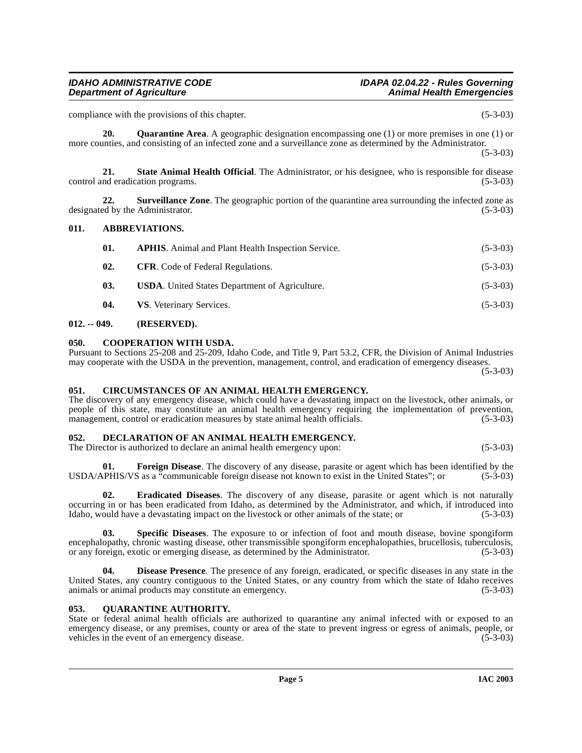compliance with the provisions of this chapter. (5-3-03)

**20. Quarantine Area**. A geographic designation encompassing one (1) or more premises in one (1) or more counties, and consisting of an infected zone and a surveillance zone as determined by the Administrator. (5-3-03)

**21. State Animal Health Official**. The Administrator, or his designee, who is responsible for disease control and eradication programs. (5-3-03)

**22. Surveillance Zone**. The geographic portion of the quarantine area surrounding the infected zone as designated by the Administrator. (5-3-03)

## 011. ABBREVIATIONS.

**01. APHIS**. Animal and Plant Health Inspection Service. (5-3-03)

**02. CFR**. Code of Federal Regulations. (5-3-03)

**03. USDA**. United States Department of Agriculture. (5-3-03)

**04. VS**. Veterinary Services. (5-3-03)

## 012. -- 049. (RESERVED).

## 050. COOPERATION WITH USDA.

Pursuant to Sections 25-208 and 25-209, Idaho Code, and Title 9, Part 53.2, CFR, the Division of Animal Industries may cooperate with the USDA in the prevention, management, control, and eradication of emergency diseases. (5-3-03)

## 051. CIRCUMSTANCES OF AN ANIMAL HEALTH EMERGENCY.

The discovery of any emergency disease, which could have a devastating impact on the livestock, other animals, or people of this state, may constitute an animal health emergency requiring the implementation of prevention, management, control or eradication measures by state animal health officials. (5-3-03)

## 052. DECLARATION OF AN ANIMAL HEALTH EMERGENCY.

The Director is authorized to declare an animal health emergency upon: (5-3-03)

**01. Foreign Disease**. The discovery of any disease, parasite or agent which has been identified by the USDA/APHIS/VS as a "communicable foreign disease not known to exist in the United States"; or (5-3-03)

**02. Eradicated Diseases**. The discovery of any disease, parasite or agent which is not naturally occurring in or has been eradicated from Idaho, as determined by the Administrator, and which, if introduced into Idaho, would have a devastating impact on the livestock or other animals of the state; or (5-3-03)

**03. Specific Diseases**. The exposure to or infection of foot and mouth disease, bovine spongiform encephalopathy, chronic wasting disease, other transmissible spongiform encephalopathies, brucellosis, tuberculosis, or any foreign, exotic or emerging disease, as determined by the Administrator. (5-3-03)

**04. Disease Presence**. The presence of any foreign, eradicated, or specific diseases in any state in the United States, any country contiguous to the United States, or any country from which the state of Idaho receives animals or animal products may constitute an emergency. (5-3-03)

## 053. QUARANTINE AUTHORITY.

State or federal animal health officials are authorized to quarantine any animal infected with or exposed to an emergency disease, or any premises, county or area of the state to prevent ingress or egress of animals, people, or vehicles in the event of an emergency disease. (5-3-03)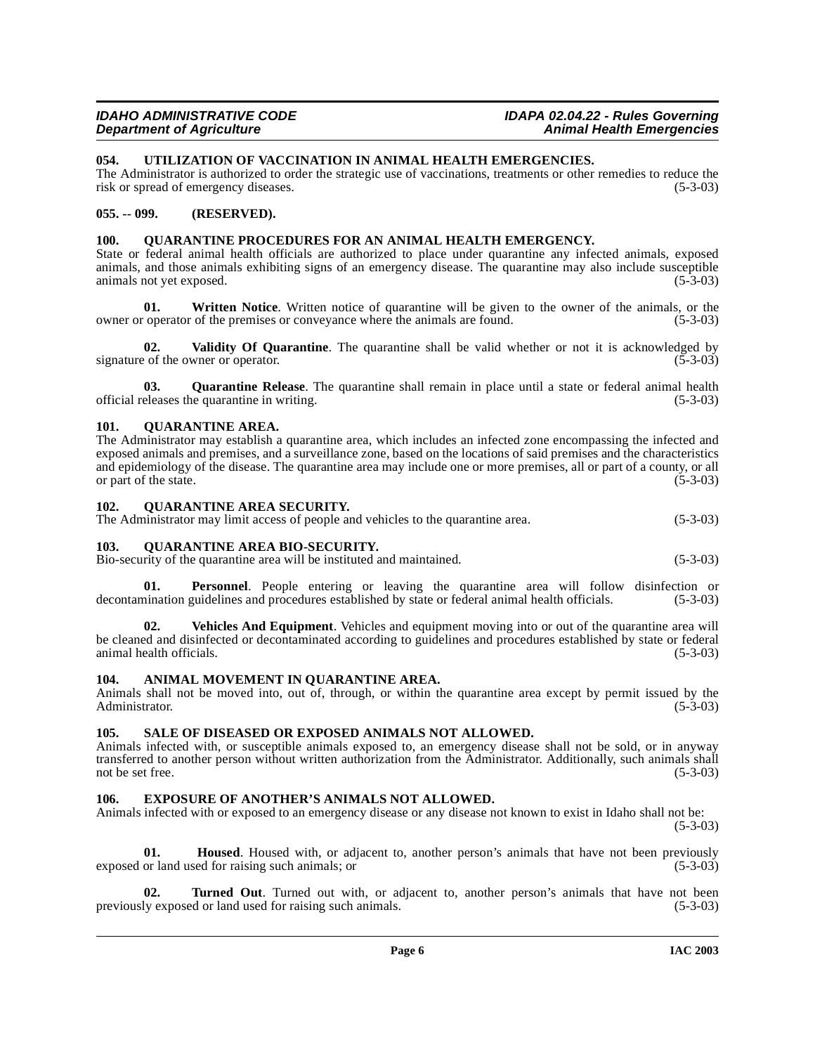### 054. UTILIZATION OF VACCINATION IN ANIMAL HEALTH EMERGENCIES.

The Administrator is authorized to order the strategic use of vaccinations, treatments or other remedies to reduce the risk or spread of emergency diseases. (5-3-03)

### 055. -- 099. (RESERVED).

### 100. QUARANTINE PROCEDURES FOR AN ANIMAL HEALTH EMERGENCY.

State or federal animal health officials are authorized to place under quarantine any infected animals, exposed animals, and those animals exhibiting signs of an emergency disease. The quarantine may also include susceptible animals not yet exposed. (5-3-03)

**01. Written Notice**. Written notice of quarantine will be given to the owner of the animals, or the owner or operator of the premises or conveyance where the animals are found. (5-3-03)

**02. Validity Of Quarantine**. The quarantine shall be valid whether or not it is acknowledged by signature of the owner or operator. (5-3-03)

**03. Quarantine Release**. The quarantine shall remain in place until a state or federal animal health official releases the quarantine in writing. (5-3-03)

### 101. QUARANTINE AREA.

The Administrator may establish a quarantine area, which includes an infected zone encompassing the infected and exposed animals and premises, and a surveillance zone, based on the locations of said premises and the characteristics and epidemiology of the disease. The quarantine area may include one or more premises, all or part of a county, or all or part of the state. (5-3-03)

### 102. QUARANTINE AREA SECURITY.

The Administrator may limit access of people and vehicles to the quarantine area. (5-3-03)

### 103. QUARANTINE AREA BIO-SECURITY.

Bio-security of the quarantine area will be instituted and maintained. (5-3-03)

**01. Personnel**. People entering or leaving the quarantine area will follow disinfection or decontamination guidelines and procedures established by state or federal animal health officials. (5-3-03)

**02. Vehicles And Equipment**. Vehicles and equipment moving into or out of the quarantine area will be cleaned and disinfected or decontaminated according to guidelines and procedures established by state or federal animal health officials. (5-3-03)

### 104. ANIMAL MOVEMENT IN QUARANTINE AREA.

Animals shall not be moved into, out of, through, or within the quarantine area except by permit issued by the Administrator. (5-3-03)

### 105. SALE OF DISEASED OR EXPOSED ANIMALS NOT ALLOWED.

Animals infected with, or susceptible animals exposed to, an emergency disease shall not be sold, or in anyway transferred to another person without written authorization from the Administrator. Additionally, such animals shall not be set free. (5-3-03)

### 106. EXPOSURE OF ANOTHER'S ANIMALS NOT ALLOWED.

Animals infected with or exposed to an emergency disease or any disease not known to exist in Idaho shall not be: (5-3-03)

**01. Housed**. Housed with, or adjacent to, another person's animals that have not been previously exposed or land used for raising such animals; or (5-3-03)

**02. Turned Out**. Turned out with, or adjacent to, another person's animals that have not been previously exposed or land used for raising such animals. (5-3-03)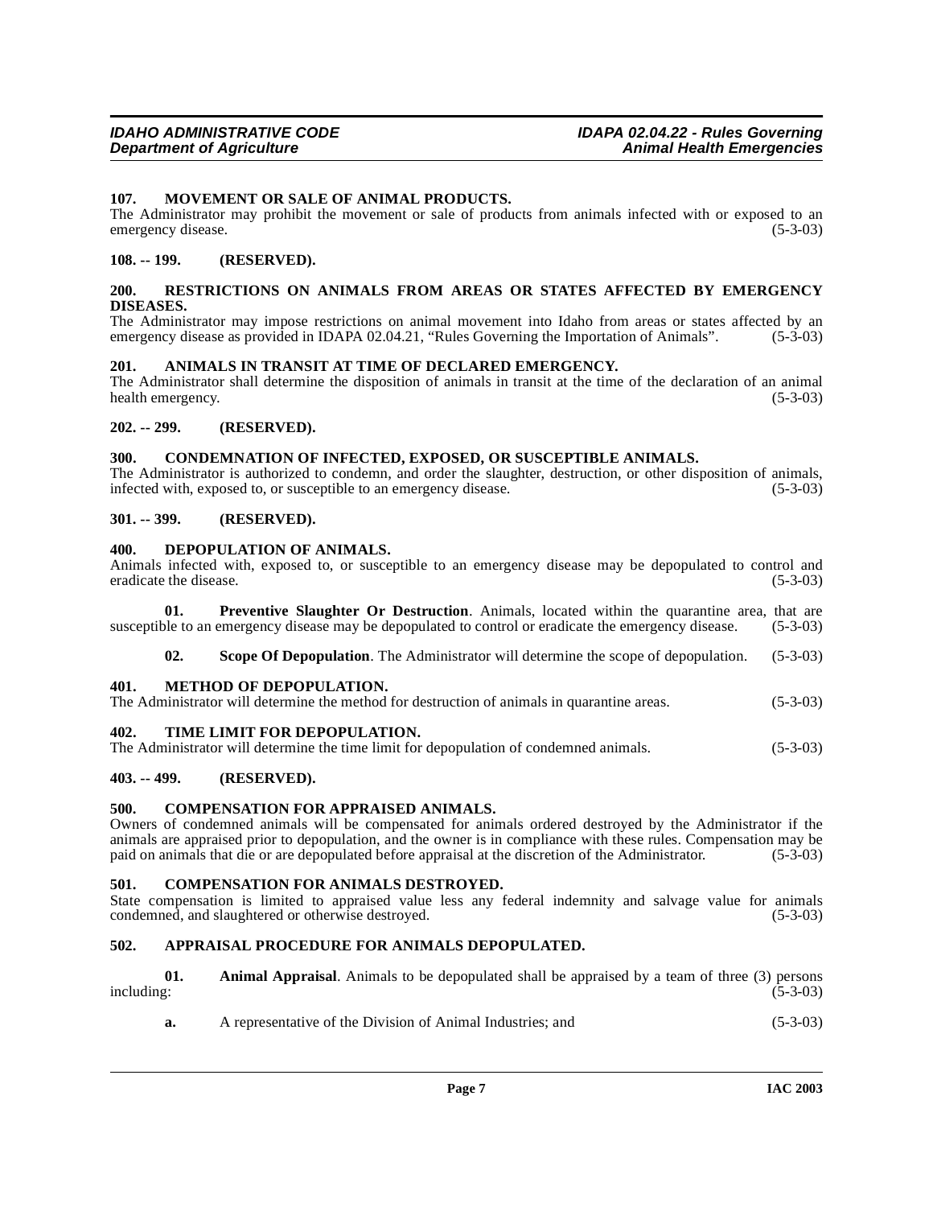### 107. MOVEMENT OR SALE OF ANIMAL PRODUCTS.

The Administrator may prohibit the movement or sale of products from animals infected with or exposed to an emergency disease. (5-3-03)

### 108. -- 199. (RESERVED).

### 200. RESTRICTIONS ON ANIMALS FROM AREAS OR STATES AFFECTED BY EMERGENCY DISEASES.

The Administrator may impose restrictions on animal movement into Idaho from areas or states affected by an emergency disease as provided in IDAPA 02.04.21, "Rules Governing the Importation of Animals". (5-3-03)

### 201. ANIMALS IN TRANSIT AT TIME OF DECLARED EMERGENCY.

The Administrator shall determine the disposition of animals in transit at the time of the declaration of an animal health emergency. (5-3-03)

### 202. -- 299. (RESERVED).

### 300. CONDEMNATION OF INFECTED, EXPOSED, OR SUSCEPTIBLE ANIMALS.

The Administrator is authorized to condemn, and order the slaughter, destruction, or other disposition of animals, infected with, exposed to, or susceptible to an emergency disease. (5-3-03)

### 301. -- 399. (RESERVED).

### 400. DEPOPULATION OF ANIMALS.

Animals infected with, exposed to, or susceptible to an emergency disease may be depopulated to control and eradicate the disease. (5-3-03)

**01. Preventive Slaughter Or Destruction**. Animals, located within the quarantine area, that are susceptible to an emergency disease may be depopulated to control or eradicate the emergency disease. (5-3-03)

**02. Scope Of Depopulation**. The Administrator will determine the scope of depopulation. (5-3-03)

### 401. METHOD OF DEPOPULATION.

The Administrator will determine the method for destruction of animals in quarantine areas. (5-3-03)

### 402. TIME LIMIT FOR DEPOPULATION.

The Administrator will determine the time limit for depopulation of condemned animals. (5-3-03)

### 403. -- 499. (RESERVED).

### 500. COMPENSATION FOR APPRAISED ANIMALS.

Owners of condemned animals will be compensated for animals ordered destroyed by the Administrator if the animals are appraised prior to depopulation, and the owner is in compliance with these rules. Compensation may be paid on animals that die or are depopulated before appraisal at the discretion of the Administrator. (5-3-03)

### 501. COMPENSATION FOR ANIMALS DESTROYED.

State compensation is limited to appraised value less any federal indemnity and salvage value for animals condemned, and slaughtered or otherwise destroyed. (5-3-03)

### 502. APPRAISAL PROCEDURE FOR ANIMALS DEPOPULATED.

**01. Animal Appraisal**. Animals to be depopulated shall be appraised by a team of three (3) persons including: (5-3-03)

**a.** A representative of the Division of Animal Industries; and (5-3-03)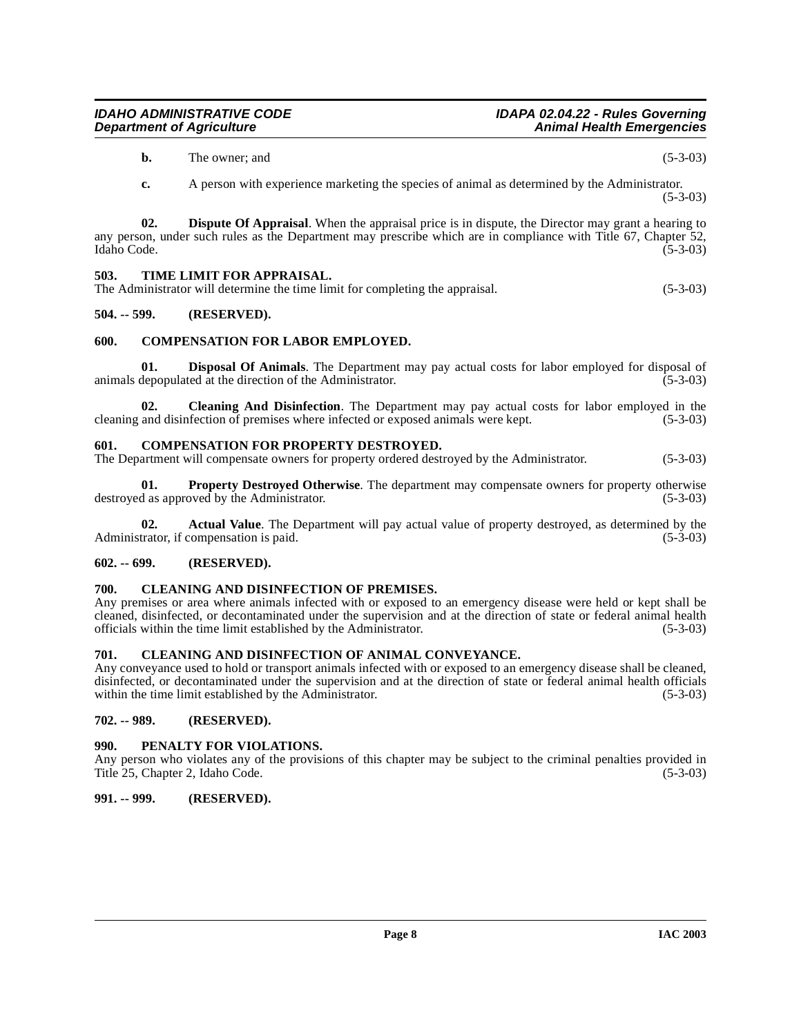**b.** The owner; and (5-3-03)

**c.** A person with experience marketing the species of animal as determined by the Administrator. (5-3-03)

**02. Dispute Of Appraisal**. When the appraisal price is in dispute, the Director may grant a hearing to any person, under such rules as the Department may prescribe which are in compliance with Title 67, Chapter 52, Idaho Code. (5-3-03)

### 503. TIME LIMIT FOR APPRAISAL.

The Administrator will determine the time limit for completing the appraisal. (5-3-03)

### 504. -- 599. (RESERVED).

### 600. COMPENSATION FOR LABOR EMPLOYED.

**01. Disposal Of Animals**. The Department may pay actual costs for labor employed for disposal of animals depopulated at the direction of the Administrator. (5-3-03)

**02. Cleaning And Disinfection**. The Department may pay actual costs for labor employed in the cleaning and disinfection of premises where infected or exposed animals were kept. (5-3-03)

### 601. COMPENSATION FOR PROPERTY DESTROYED.

The Department will compensate owners for property ordered destroyed by the Administrator. (5-3-03)

**01. Property Destroyed Otherwise**. The department may compensate owners for property otherwise destroyed as approved by the Administrator. (5-3-03)

**02. Actual Value**. The Department will pay actual value of property destroyed, as determined by the Administrator, if compensation is paid. (5-3-03)

### 602. -- 699. (RESERVED).

### 700. CLEANING AND DISINFECTION OF PREMISES.

Any premises or area where animals infected with or exposed to an emergency disease were held or kept shall be cleaned, disinfected, or decontaminated under the supervision and at the direction of state or federal animal health officials within the time limit established by the Administrator. (5-3-03)

### 701. CLEANING AND DISINFECTION OF ANIMAL CONVEYANCE.

Any conveyance used to hold or transport animals infected with or exposed to an emergency disease shall be cleaned, disinfected, or decontaminated under the supervision and at the direction of state or federal animal health officials within the time limit established by the Administrator. (5-3-03)

### 702. -- 989. (RESERVED).

### 990. PENALTY FOR VIOLATIONS.

Any person who violates any of the provisions of this chapter may be subject to the criminal penalties provided in Title 25, Chapter 2, Idaho Code. (5-3-03)

### 991. -- 999. (RESERVED).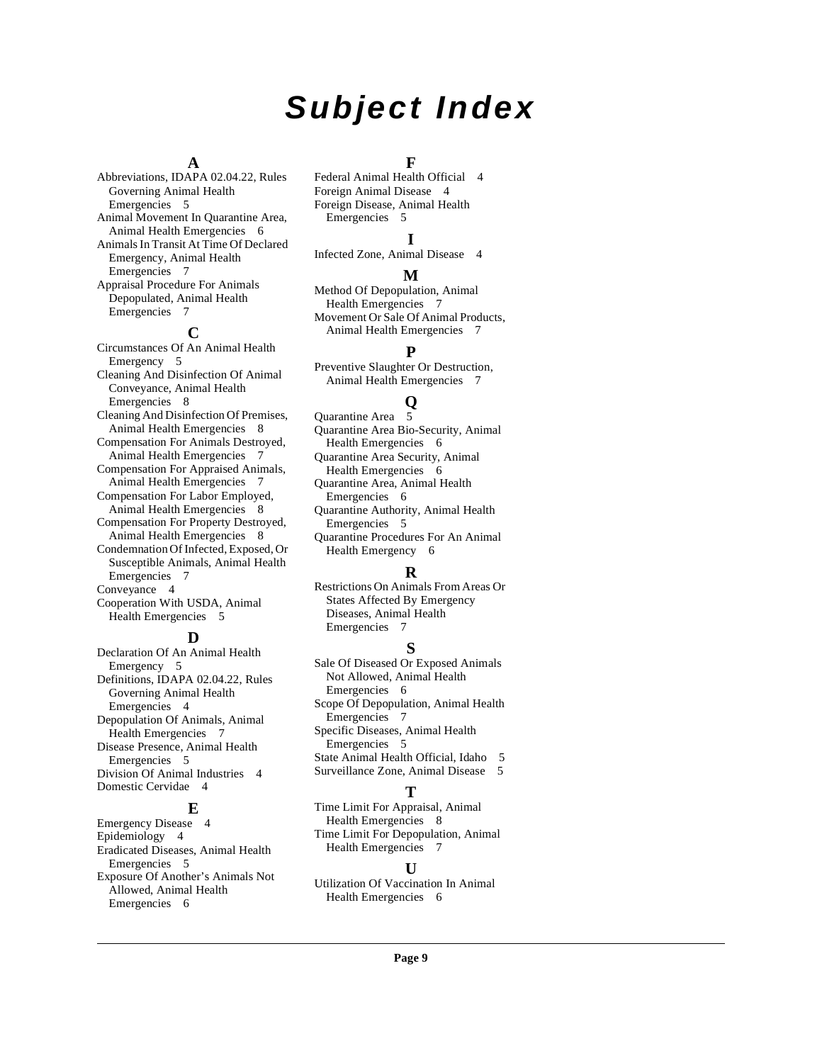# Subject Index

## A

Abbreviations, IDAPA 02.04.22, Rules Governing Animal Health Emergencies 5
Animal Movement In Quarantine Area, Animal Health Emergencies 6
Animals In Transit At Time Of Declared Emergency, Animal Health Emergencies 7
Appraisal Procedure For Animals Depopulated, Animal Health Emergencies 7

## C

Circumstances Of An Animal Health Emergency 5
Cleaning And Disinfection Of Animal Conveyance, Animal Health Emergencies 8
Cleaning And Disinfection Of Premises, Animal Health Emergencies 8
Compensation For Animals Destroyed, Animal Health Emergencies 7
Compensation For Appraised Animals, Animal Health Emergencies 7
Compensation For Labor Employed, Animal Health Emergencies 8
Compensation For Property Destroyed, Animal Health Emergencies 8
Condemnation Of Infected, Exposed, Or Susceptible Animals, Animal Health Emergencies 7
Conveyance 4
Cooperation With USDA, Animal Health Emergencies 5

## D

Declaration Of An Animal Health Emergency 5
Definitions, IDAPA 02.04.22, Rules Governing Animal Health Emergencies 4
Depopulation Of Animals, Animal Health Emergencies 7
Disease Presence, Animal Health Emergencies 5
Division Of Animal Industries 4
Domestic Cervidae 4

## E

Emergency Disease 4
Epidemiology 4
Eradicated Diseases, Animal Health Emergencies 5
Exposure Of Another's Animals Not Allowed, Animal Health Emergencies 6

## F

Federal Animal Health Official 4
Foreign Animal Disease 4
Foreign Disease, Animal Health Emergencies 5

## I

Infected Zone, Animal Disease 4

## M

Method Of Depopulation, Animal Health Emergencies 7
Movement Or Sale Of Animal Products, Animal Health Emergencies 7

## P

Preventive Slaughter Or Destruction, Animal Health Emergencies 7

## Q

Quarantine Area 5
Quarantine Area Bio-Security, Animal Health Emergencies 6
Quarantine Area Security, Animal Health Emergencies 6
Quarantine Area, Animal Health Emergencies 6
Quarantine Authority, Animal Health Emergencies 5
Quarantine Procedures For An Animal Health Emergency 6

## R

Restrictions On Animals From Areas Or States Affected By Emergency Diseases, Animal Health Emergencies 7

## S

Sale Of Diseased Or Exposed Animals Not Allowed, Animal Health Emergencies 6
Scope Of Depopulation, Animal Health Emergencies 7
Specific Diseases, Animal Health Emergencies 5
State Animal Health Official, Idaho 5
Surveillance Zone, Animal Disease 5

## T

Time Limit For Appraisal, Animal Health Emergencies 8
Time Limit For Depopulation, Animal Health Emergencies 7

## U

Utilization Of Vaccination In Animal Health Emergencies 6